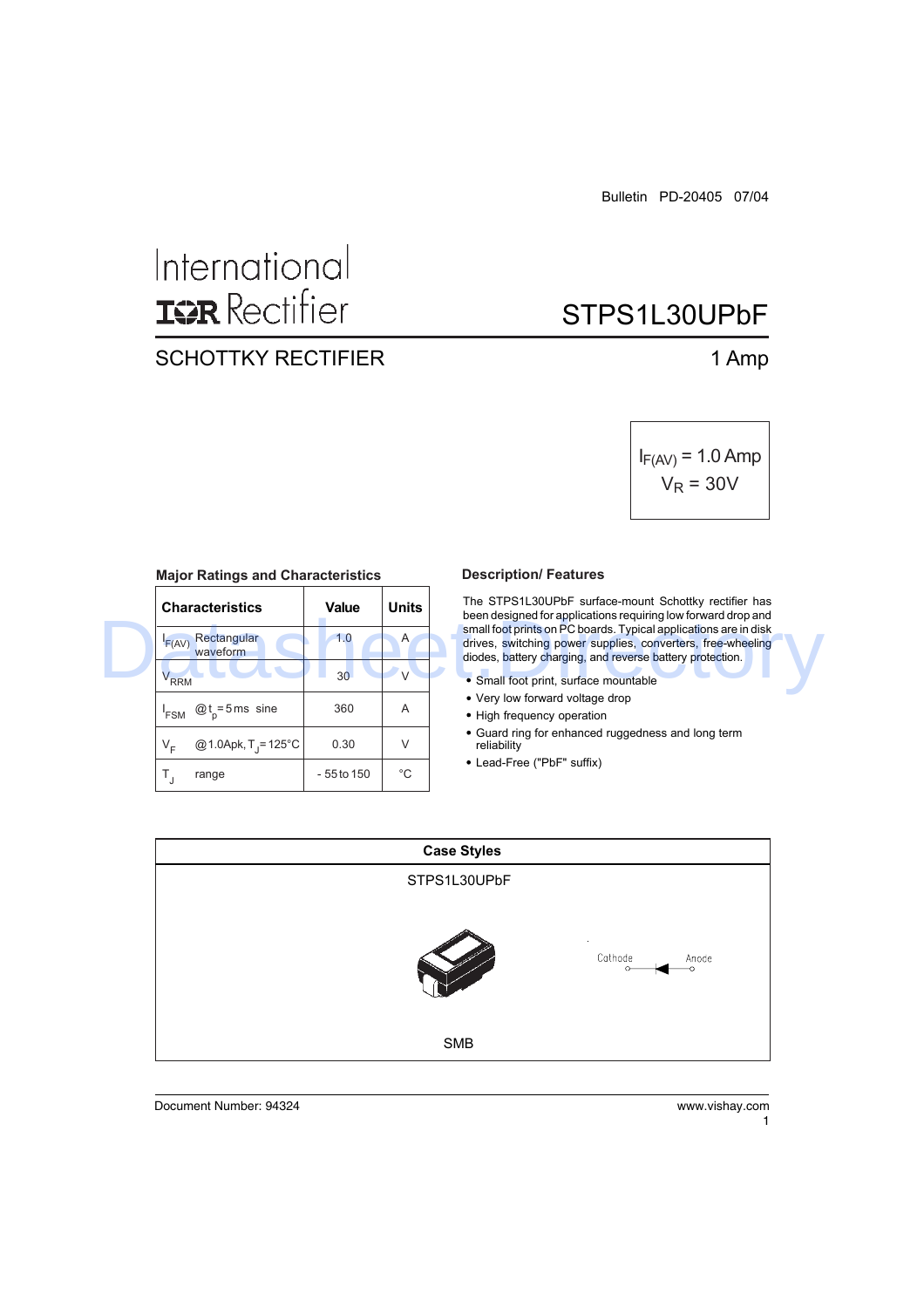Bulletin PD-20405 07/04

International
IOR Rectifier

# STPS1L30UPbF

## SCHOTTKY RECTIFIER

1 Amp

$I_{F(AV)}$ = 1.0 Amp
$V_R$ = 30V

### Major Ratings and Characteristics

| Characteristics | Value | Units |
|---|---|---|
| $I_{F(AV)}$ Rectangular waveform | 1.0 | A |
| $V_{RRM}$ | 30 | V |
| $I_{FSM}$ @ $t_p$ = 5 ms sine | 360 | A |
| $V_F$ @ 1.0Apk, $T_J$ = 125°C | 0.30 | V |
| $T_J$ range | - 55 to 150 | °C |

### Description/ Features

The STPS1L30UPbF surface-mount Schottky rectifier has been designed for applications requiring low forward drop and small foot prints on PC boards. Typical applications are in disk drives, switching power supplies, converters, free-wheeling diodes, battery charging, and reverse battery protection.

- Small foot print, surface mountable
- Very low forward voltage drop
- High frequency operation
- Guard ring for enhanced ruggedness and long term reliability
- Lead-Free ("PbF" suffix)

### Case Styles

STPS1L30UPbF

Cathode    Anode

SMB

Document Number: 94324    www.vishay.com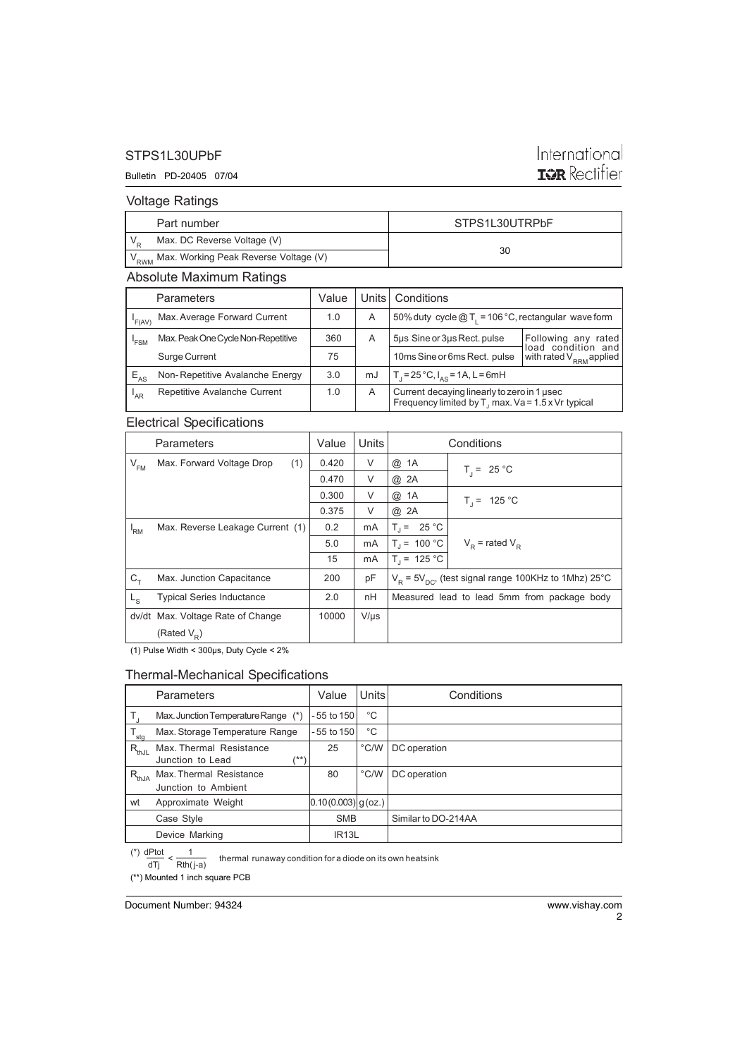## Voltage Ratings

| Part number | STPS1L30UTRPbF |
|---|---|
| $V_R$ Max. DC Reverse Voltage (V) | 30 |
| $V_{RWM}$ Max. Working Peak Reverse Voltage (V) | |

## Absolute Maximum Ratings

| | Parameters | Value | Units | Conditions | |
|---|---|---|---|---|---|
| $I_{F(AV)}$ | Max. Average Forward Current | 1.0 | A | 50% duty cycle @ $T_L$ = 106 °C, rectangular wave form | |
| $I_{FSM}$ | Max. Peak One Cycle Non-Repetitive | 360 | A | 5µs Sine or 3µs Rect. pulse | Following any rated load condition and with rated $V_{RRM}$ applied |
| | Surge Current | 75 | | 10ms Sine or 6ms Rect. pulse | |
| $E_{AS}$ | Non- Repetitive Avalanche Energy | 3.0 | mJ | $T_J$ = 25 °C, $I_{AS}$ = 1A, L = 6mH | |
| $I_{AR}$ | Repetitive Avalanche Current | 1.0 | A | Current decaying linearly to zero in 1 µsec Frequency limited by $T_J$ max. Va = 1.5 x Vr typical | |

## Electrical Specifications

| | Parameters | Value | Units | Conditions | |
|---|---|---|---|---|---|
| $V_{FM}$ | Max. Forward Voltage Drop (1) | 0.420 | V | @ 1A | $T_J$ = 25 °C |
| | | 0.470 | V | @ 2A | |
| | | 0.300 | V | @ 1A | $T_J$ = 125 °C |
| | | 0.375 | V | @ 2A | |
| $I_{RM}$ | Max. Reverse Leakage Current (1) | 0.2 | mA | $T_J$ = 25 °C | $V_R$ = rated $V_R$ |
| | | 5.0 | mA | $T_J$ = 100 °C | |
| | | 15 | mA | $T_J$ = 125 °C | |
| $C_T$ | Max. Junction Capacitance | 200 | pF | $V_R$ = 5$V_{DC}$, (test signal range 100KHz to 1Mhz) 25°C | |
| $L_S$ | Typical Series Inductance | 2.0 | nH | Measured lead to lead 5mm from package body | |
| dv/dt | Max. Voltage Rate of Change (Rated $V_R$) | 10000 | V/µs | | |

(1) Pulse Width < 300µs, Duty Cycle < 2%

## Thermal-Mechanical Specifications

| | Parameters | Value | Units | Conditions |
|---|---|---|---|---|
| $T_J$ | Max. Junction Temperature Range (*) | - 55 to 150 | °C | |
| $T_{stg}$ | Max. Storage Temperature Range | - 55 to 150 | °C | |
| $R_{thJL}$ | Max. Thermal Resistance Junction to Lead (**) | 25 | °C/W | DC operation |
| $R_{thJA}$ | Max. Thermal Resistance Junction to Ambient | 80 | °C/W | DC operation |
| wt | Approximate Weight | 0.10 (0.003) | g (oz.) | |
| | Case Style | SMB | | Similar to DO-214AA |
| | Device Marking | IR13L | | |

(*) $\frac{dPtot}{dTj} < \frac{1}{Rth(j-a)}$ thermal runaway condition for a diode on its own heatsink

(**) Mounted 1 inch square PCB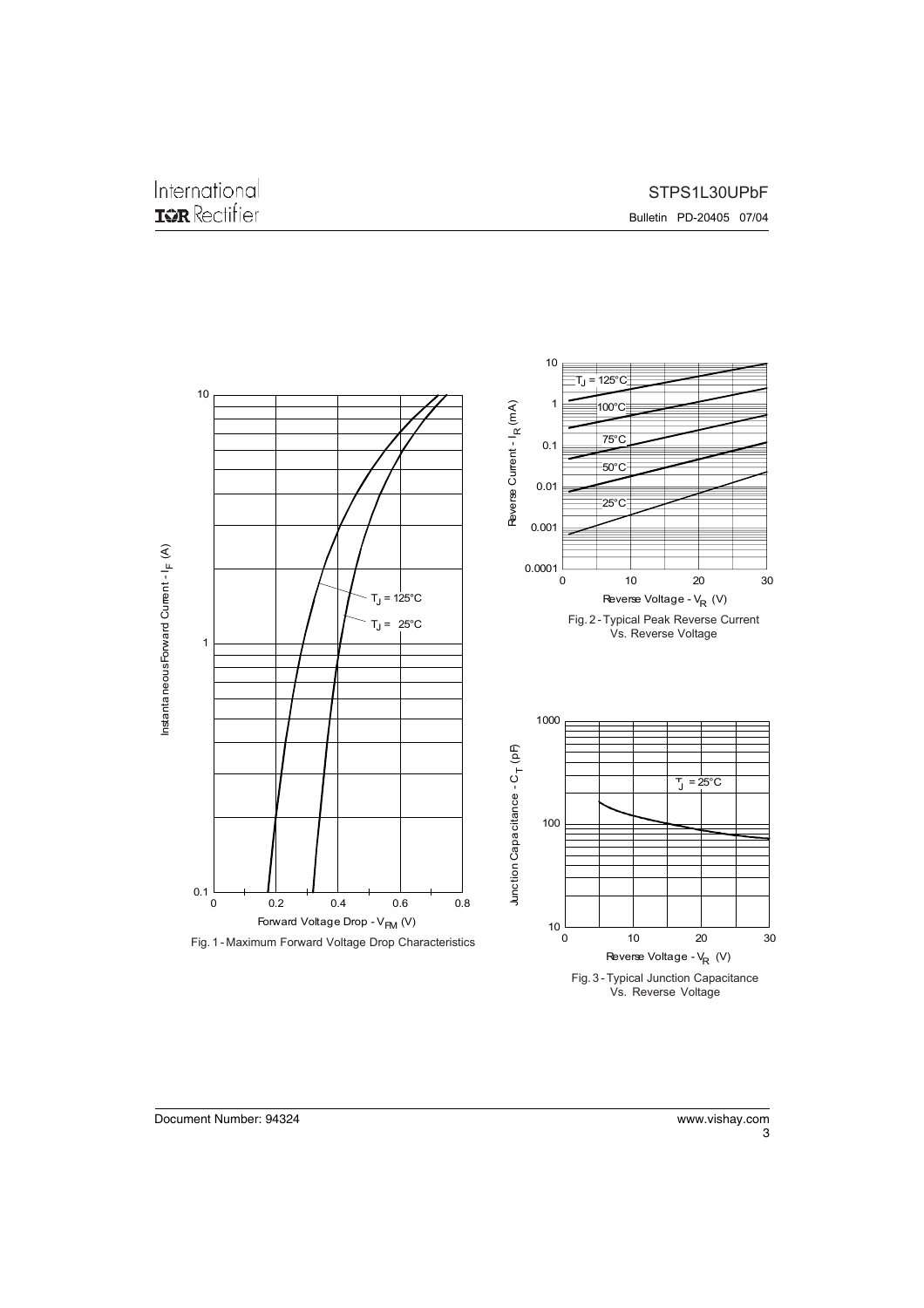Instantaneous Forward Current - $I_F$ (A)

Forward Voltage Drop - $V_{FM}$ (V)

$T_J$ = 125°C

$T_J$ = 25°C

Fig. 1 - Maximum Forward Voltage Drop Characteristics

Reverse Current - $I_R$ (mA)

Reverse Voltage - $V_R$ (V)

$T_J$ = 125°C

100°C

75°C

50°C

25°C

Fig. 2 - Typical Peak Reverse Current Vs. Reverse Voltage

Junction Capacitance - $C_T$ (pF)

Reverse Voltage - $V_R$ (V)

$T_J$ = 25°C

Fig. 3 - Typical Junction Capacitance Vs. Reverse Voltage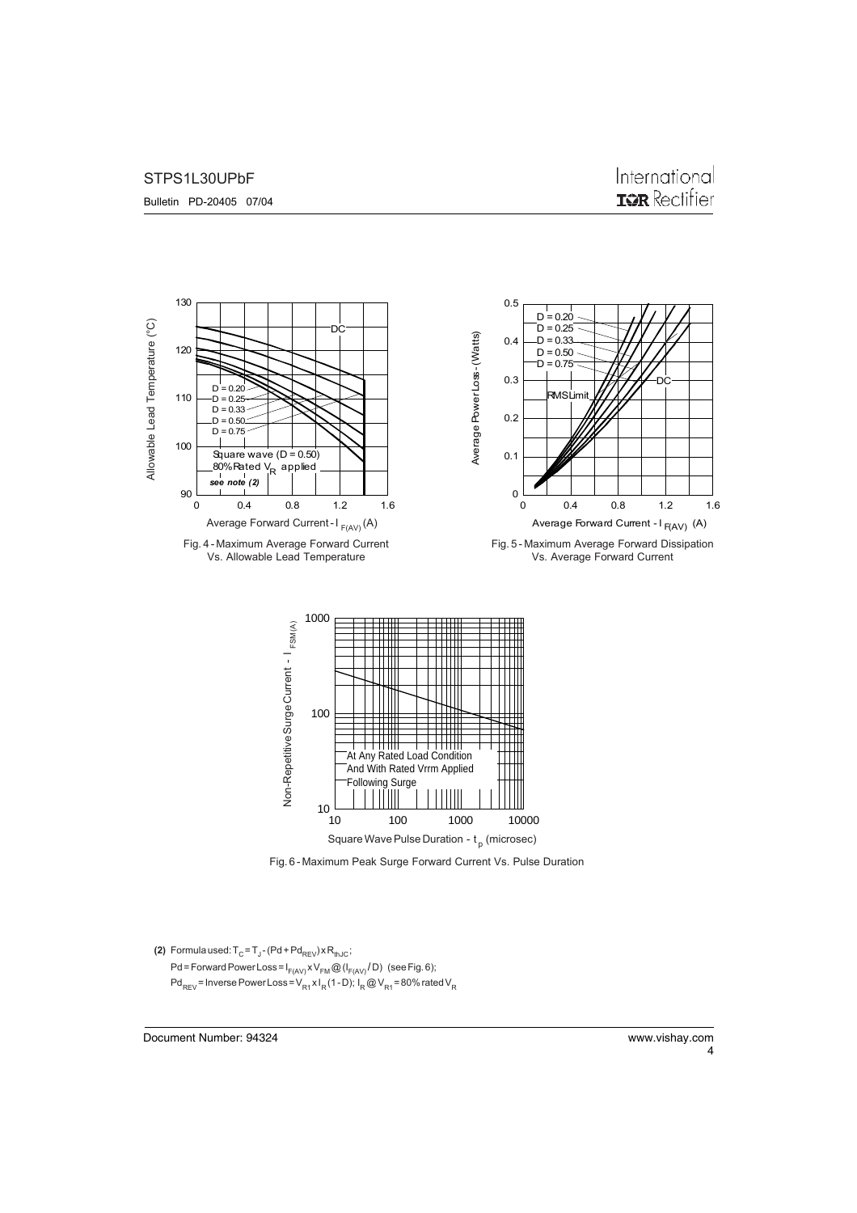Fig. 4 - Maximum Average Forward Current Vs. Allowable Lead Temperature

Fig. 5 - Maximum Average Forward Dissipation Vs. Average Forward Current

Fig. 6 - Maximum Peak Surge Forward Current Vs. Pulse Duration

**(2)** Formula used: $T_C = T_J - (Pd + Pd_{REV}) \times R_{thJC}$;

$Pd$ = Forward Power Loss = $I_{F(AV)} \times V_{FM} @ (I_{F(AV)} / D)$ (see Fig. 6);

$Pd_{REV}$ = Inverse Power Loss = $V_{R1} \times I_R (1 - D)$; $I_R @ V_{R1} = 80\%$ rated $V_R$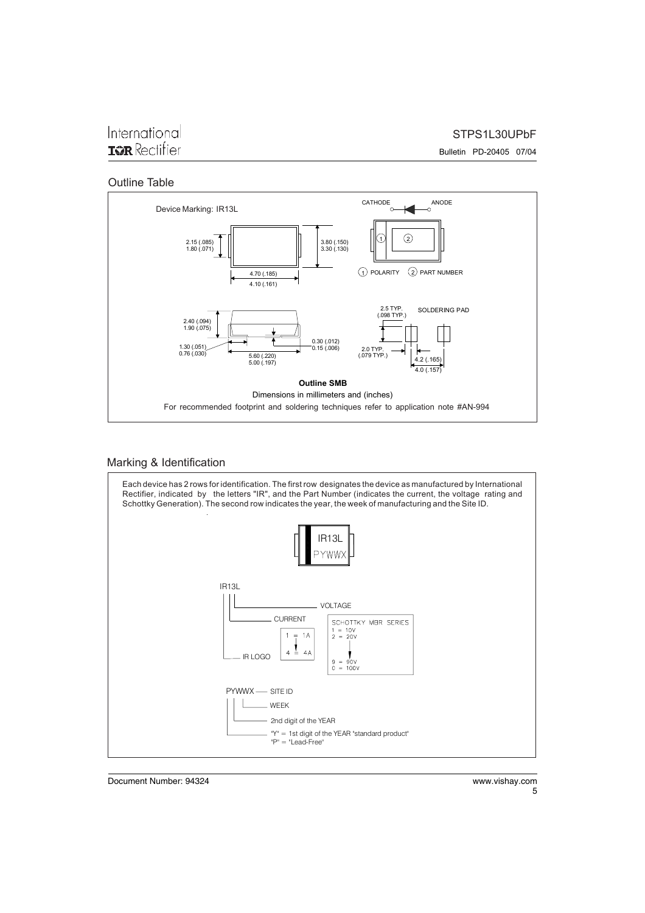## Outline Table

Device Marking: IR13L

CATHODE — ANODE

2.15 (.085)
1.80 (.071)

3.80 (.150)
3.30 (.130)

4.70 (.185)
4.10 (.161)

(1) POLARITY (2) PART NUMBER

2.40 (.094)
1.90 (.075)

1.30 (.051)
0.76 (.030)

5.60 (.220)
5.00 (.197)

0.30 (.012)
0.15 (.006)

2.5 TYP. (.098 TYP.)

SOLDERING PAD

2.0 TYP. (.079 TYP.)

4.2 (.165)
4.0 (.157)

**Outline SMB**

Dimensions in millimeters and (inches)

For recommended footprint and soldering techniques refer to application note #AN-994

## Marking & Identification

Each device has 2 rows for identification. The first row designates the device as manufactured by International Rectifier, indicated by the letters "IR", and the Part Number (indicates the current, the voltage rating and Schottky Generation). The second row indicates the year, the week of manufacturing and the Site ID.

IR13L
PYWWX

IR13L

- VOLTAGE
- CURRENT
- IR LOGO

CURRENT: 1 = 1A ... 4 = 4A

SCHOTTKY MBR SERIES: 1 = 10V, 2 = 20V ... 9 = 90V, 0 = 100V

PYWWX

- SITE ID
- WEEK
- 2nd digit of the YEAR
- "Y" = 1st digit of the YEAR "standard product"
  "P" = "Lead-Free"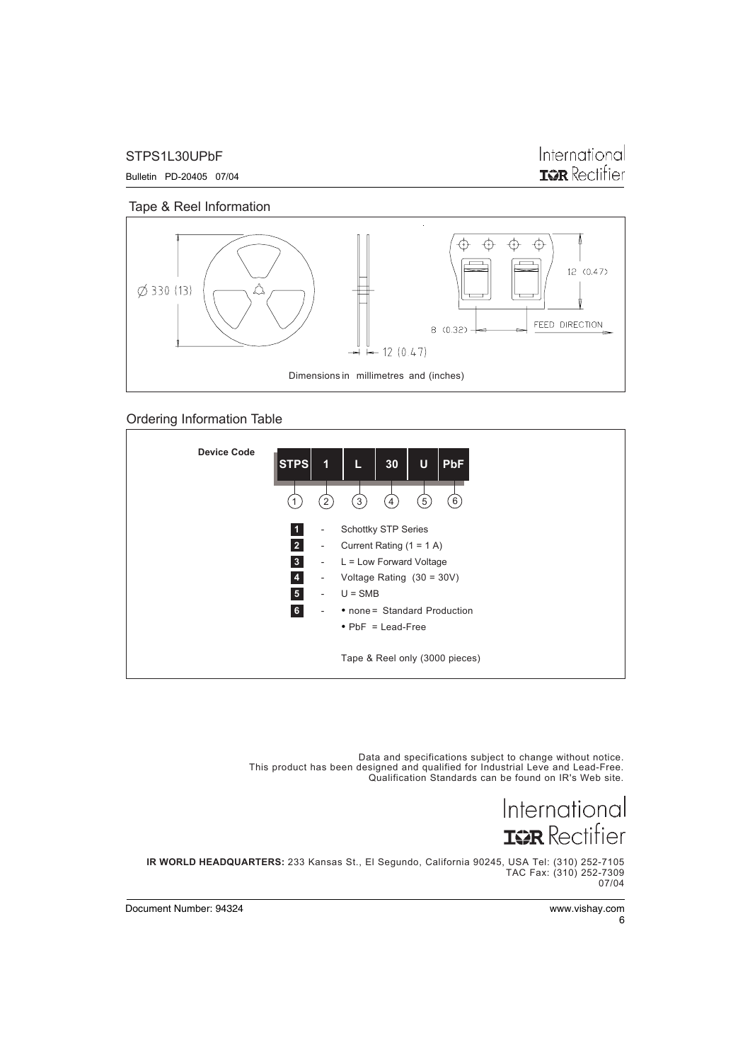## Tape & Reel Information

Ø 330 (13)

12 (0.47)

12 (0.47)

8 (0.32)

FEED DIRECTION

Dimensions in millimetres and (inches)

## Ordering Information Table

**Device Code**

| STPS | 1 | L | 30 | U | PbF |
|---|---|---|---|---|---|
| 1 | 2 | 3 | 4 | 5 | 6 |

1 - Schottky STP Series

2 - Current Rating (1 = 1 A)

3 - L = Low Forward Voltage

4 - Voltage Rating (30 = 30V)

5 - U = SMB

6 -
- none = Standard Production
- PbF = Lead-Free

Tape & Reel only (3000 pieces)

Data and specifications subject to change without notice.
This product has been designed and qualified for Industrial Leve and Lead-Free.
Qualification Standards can be found on IR's Web site.

International IOR Rectifier

**IR WORLD HEADQUARTERS:** 233 Kansas St., El Segundo, California 90245, USA Tel: (310) 252-7105
TAC Fax: (310) 252-7309
07/04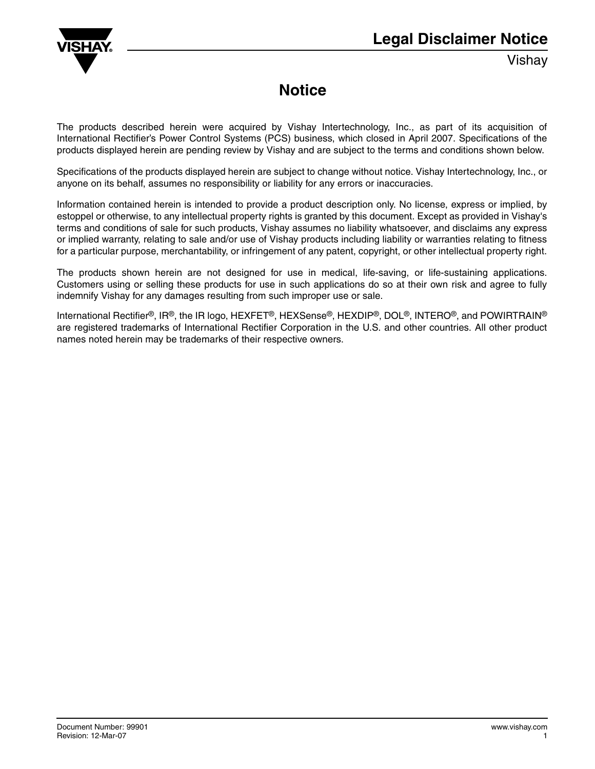# Legal Disclaimer Notice

Vishay

## Notice

The products described herein were acquired by Vishay Intertechnology, Inc., as part of its acquisition of International Rectifier's Power Control Systems (PCS) business, which closed in April 2007. Specifications of the products displayed herein are pending review by Vishay and are subject to the terms and conditions shown below.

Specifications of the products displayed herein are subject to change without notice. Vishay Intertechnology, Inc., or anyone on its behalf, assumes no responsibility or liability for any errors or inaccuracies.

Information contained herein is intended to provide a product description only. No license, express or implied, by estoppel or otherwise, to any intellectual property rights is granted by this document. Except as provided in Vishay's terms and conditions of sale for such products, Vishay assumes no liability whatsoever, and disclaims any express or implied warranty, relating to sale and/or use of Vishay products including liability or warranties relating to fitness for a particular purpose, merchantability, or infringement of any patent, copyright, or other intellectual property right.

The products shown herein are not designed for use in medical, life-saving, or life-sustaining applications. Customers using or selling these products for use in such applications do so at their own risk and agree to fully indemnify Vishay for any damages resulting from such improper use or sale.

International Rectifier®, IR®, the IR logo, HEXFET®, HEXSense®, HEXDIP®, DOL®, INTERO®, and POWIRTRAIN® are registered trademarks of International Rectifier Corporation in the U.S. and other countries. All other product names noted herein may be trademarks of their respective owners.

Document Number: 99901
Revision: 12-Mar-07